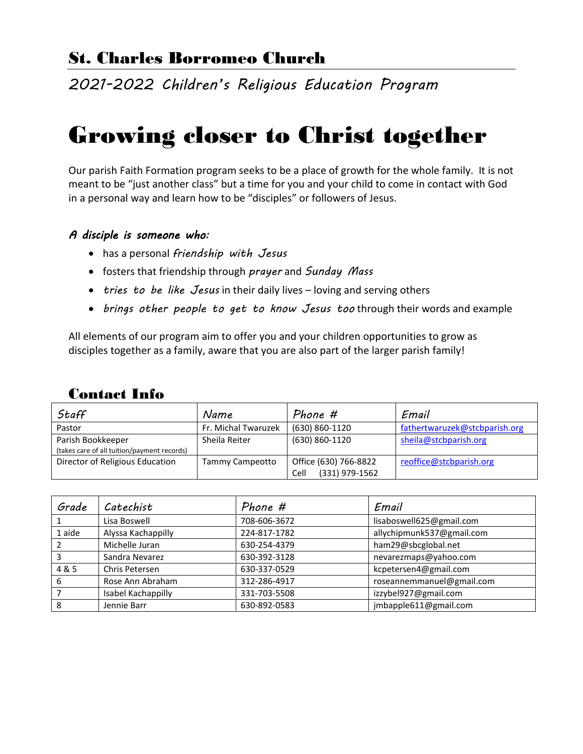## St. Charles Borromeo Church

*2021-2022 Children's Religious Education Program*

# Growing closer to Christ together

Our parish Faith Formation program seeks to be a place of growth for the whole family. It is not meant to be "just another class" but a time for you and your child to come in contact with God in a personal way and learn how to be "disciples" or followers of Jesus.

***A disciple is someone who:***

- has a personal *friendship with Jesus*
- fosters that friendship through *prayer* and *Sunday Mass*
- *tries to be like Jesus* in their daily lives – loving and serving others
- *brings other people to get to know Jesus too* through their words and example

All elements of our program aim to offer you and your children opportunities to grow as disciples together as a family, aware that you are also part of the larger parish family!

## Contact Info

| *Staff* | *Name* | *Phone #* | *Email* |
|---|---|---|---|
| Pastor | Fr. Michal Twaruzek | (630) 860-1120 | fathertwaruzek@stcbparish.org |
| Parish Bookkeeper (takes care of all tuition/payment records) | Sheila Reiter | (630) 860-1120 | sheila@stcbparish.org |
| Director of Religious Education | Tammy Campeotto | Office (630) 766-8822 Cell (331) 979-1562 | reoffice@stcbparish.org |

| *Grade* | *Catechist* | *Phone #* | *Email* |
|---|---|---|---|
| 1 | Lisa Boswell | 708-606-3672 | lisaboswell625@gmail.com |
| 1 aide | Alyssa Kachappilly | 224-817-1782 | allychipmunk537@gmail.com |
| 2 | Michelle Juran | 630-254-4379 | ham29@sbcglobal.net |
| 3 | Sandra Nevarez | 630-392-3128 | nevarezmaps@yahoo.com |
| 4 & 5 | Chris Petersen | 630-337-0529 | kcpetersen4@gmail.com |
| 6 | Rose Ann Abraham | 312-286-4917 | roseannemmanuel@gmail.com |
| 7 | Isabel Kachappilly | 331-703-5508 | izzybel927@gmail.com |
| 8 | Jennie Barr | 630-892-0583 | jmbapple611@gmail.com |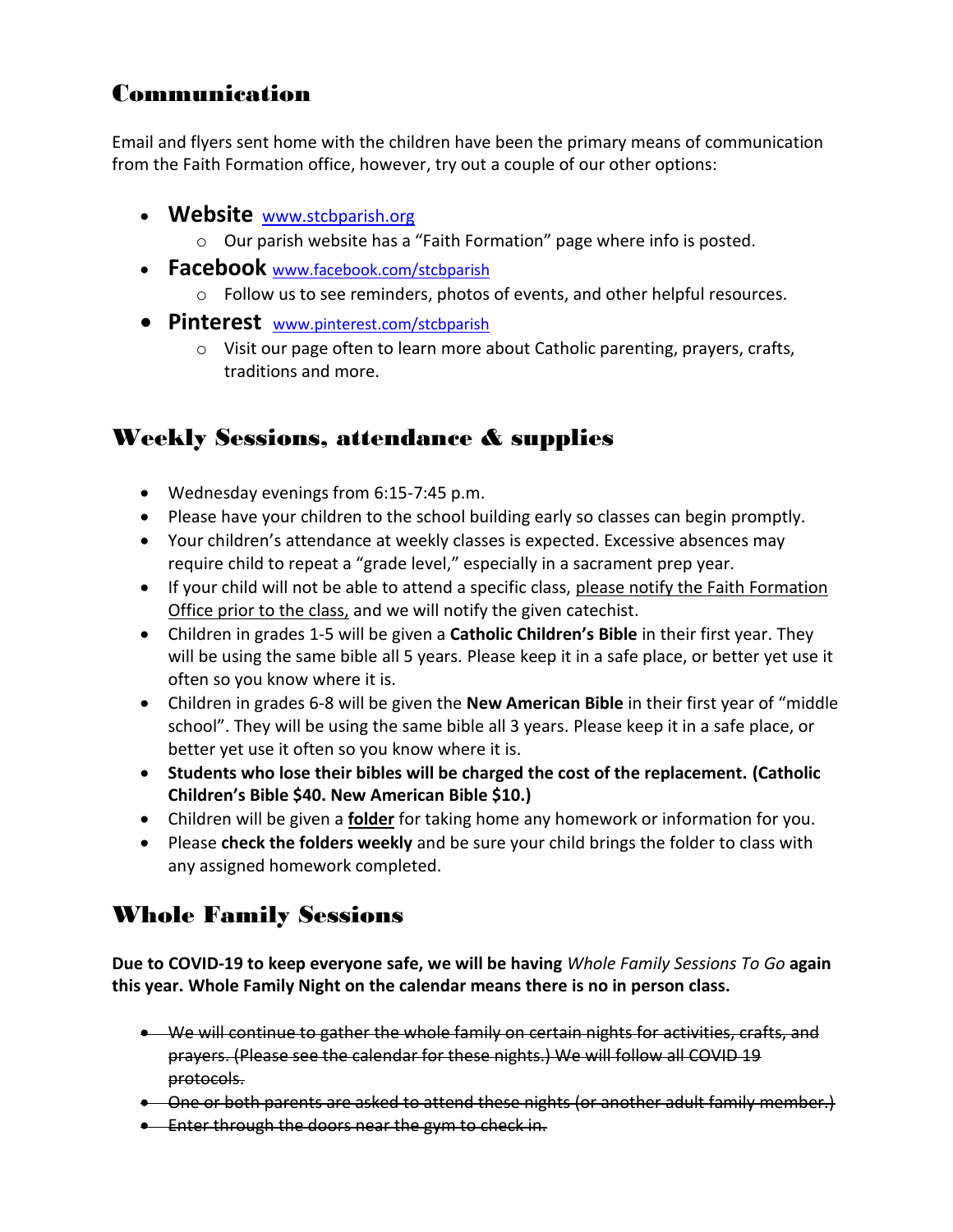## Communication

Email and flyers sent home with the children have been the primary means of communication from the Faith Formation office, however, try out a couple of our other options:

- **Website** [www.stcbparish.org](www.stcbparish.org)
  - Our parish website has a "Faith Formation" page where info is posted.
- **Facebook** [www.facebook.com/stcbparish](www.facebook.com/stcbparish)
  - Follow us to see reminders, photos of events, and other helpful resources.
- **Pinterest** [www.pinterest.com/stcbparish](www.pinterest.com/stcbparish)
  - Visit our page often to learn more about Catholic parenting, prayers, crafts, traditions and more.

## Weekly Sessions, attendance & supplies

- Wednesday evenings from 6:15-7:45 p.m.
- Please have your children to the school building early so classes can begin promptly.
- Your children's attendance at weekly classes is expected. Excessive absences may require child to repeat a "grade level," especially in a sacrament prep year.
- If your child will not be able to attend a specific class, <u>please notify the Faith Formation Office prior to the class,</u> and we will notify the given catechist.
- Children in grades 1-5 will be given a **Catholic Children's Bible** in their first year. They will be using the same bible all 5 years. Please keep it in a safe place, or better yet use it often so you know where it is.
- Children in grades 6-8 will be given the **New American Bible** in their first year of "middle school". They will be using the same bible all 3 years. Please keep it in a safe place, or better yet use it often so you know where it is.
- **Students who lose their bibles will be charged the cost of the replacement. (Catholic Children's Bible $40. New American Bible $10.)**
- Children will be given a **<u>folder</u>** for taking home any homework or information for you.
- Please **check the folders weekly** and be sure your child brings the folder to class with any assigned homework completed.

## Whole Family Sessions

**Due to COVID-19 to keep everyone safe, we will be having** *Whole Family Sessions To Go* **again this year. Whole Family Night on the calendar means there is no in person class.**

- ~~We will continue to gather the whole family on certain nights for activities, crafts, and prayers. (Please see the calendar for these nights.) We will follow all COVID 19 protocols.~~
- ~~One or both parents are asked to attend these nights (or another adult family member.)~~
- ~~Enter through the doors near the gym to check in.~~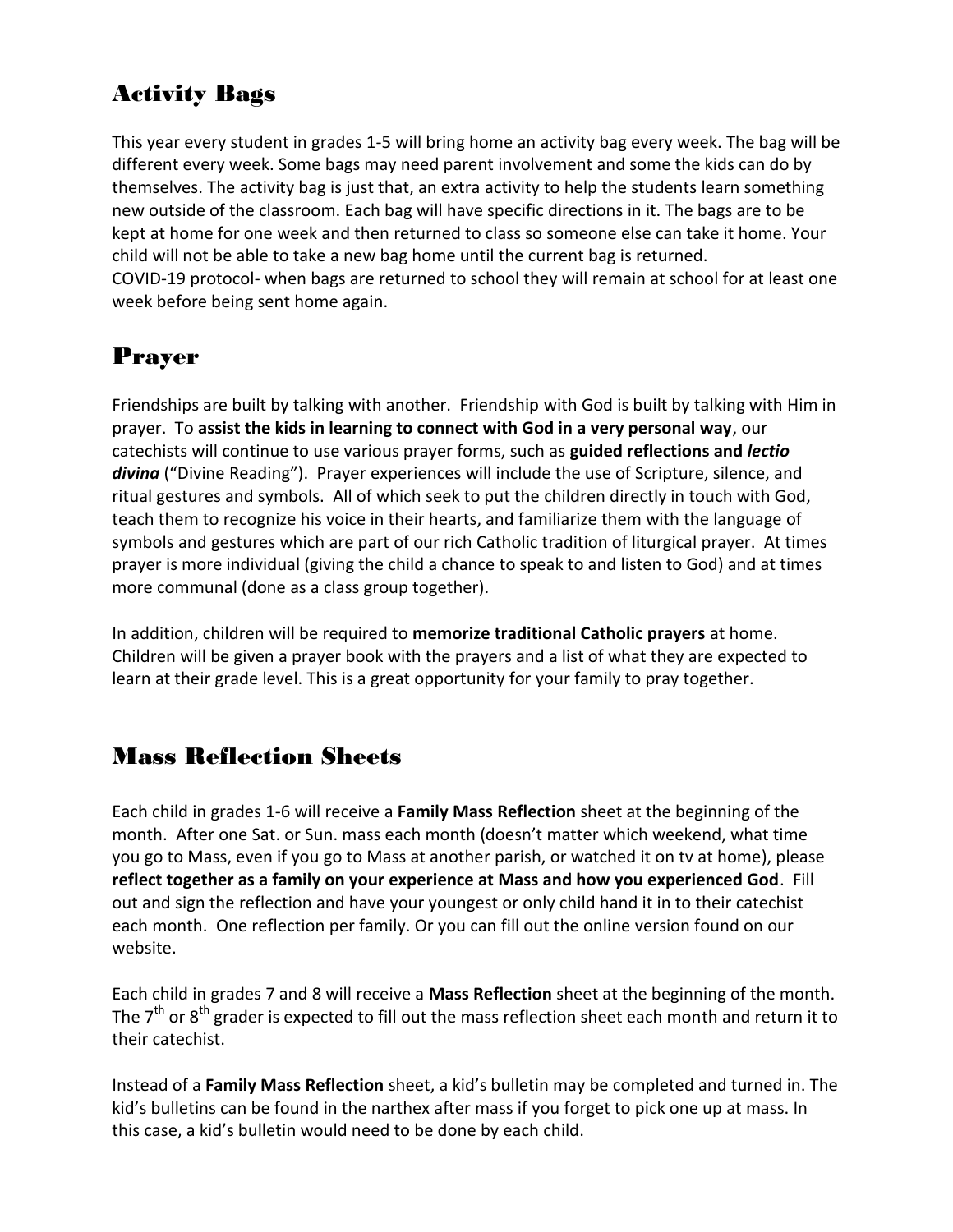## Activity Bags

This year every student in grades 1-5 will bring home an activity bag every week. The bag will be different every week. Some bags may need parent involvement and some the kids can do by themselves. The activity bag is just that, an extra activity to help the students learn something new outside of the classroom. Each bag will have specific directions in it. The bags are to be kept at home for one week and then returned to class so someone else can take it home. Your child will not be able to take a new bag home until the current bag is returned.
COVID-19 protocol- when bags are returned to school they will remain at school for at least one week before being sent home again.

## Prayer

Friendships are built by talking with another. Friendship with God is built by talking with Him in prayer. To **assist the kids in learning to connect with God in a very personal way**, our catechists will continue to use various prayer forms, such as **guided reflections and *lectio divina*** ("Divine Reading"). Prayer experiences will include the use of Scripture, silence, and ritual gestures and symbols. All of which seek to put the children directly in touch with God, teach them to recognize his voice in their hearts, and familiarize them with the language of symbols and gestures which are part of our rich Catholic tradition of liturgical prayer. At times prayer is more individual (giving the child a chance to speak to and listen to God) and at times more communal (done as a class group together).

In addition, children will be required to **memorize traditional Catholic prayers** at home. Children will be given a prayer book with the prayers and a list of what they are expected to learn at their grade level. This is a great opportunity for your family to pray together.

## Mass Reflection Sheets

Each child in grades 1-6 will receive a **Family Mass Reflection** sheet at the beginning of the month. After one Sat. or Sun. mass each month (doesn't matter which weekend, what time you go to Mass, even if you go to Mass at another parish, or watched it on tv at home), please **reflect together as a family on your experience at Mass and how you experienced God**. Fill out and sign the reflection and have your youngest or only child hand it in to their catechist each month. One reflection per family. Or you can fill out the online version found on our website.

Each child in grades 7 and 8 will receive a **Mass Reflection** sheet at the beginning of the month. The 7th or 8th grader is expected to fill out the mass reflection sheet each month and return it to their catechist.

Instead of a **Family Mass Reflection** sheet, a kid's bulletin may be completed and turned in. The kid's bulletins can be found in the narthex after mass if you forget to pick one up at mass. In this case, a kid's bulletin would need to be done by each child.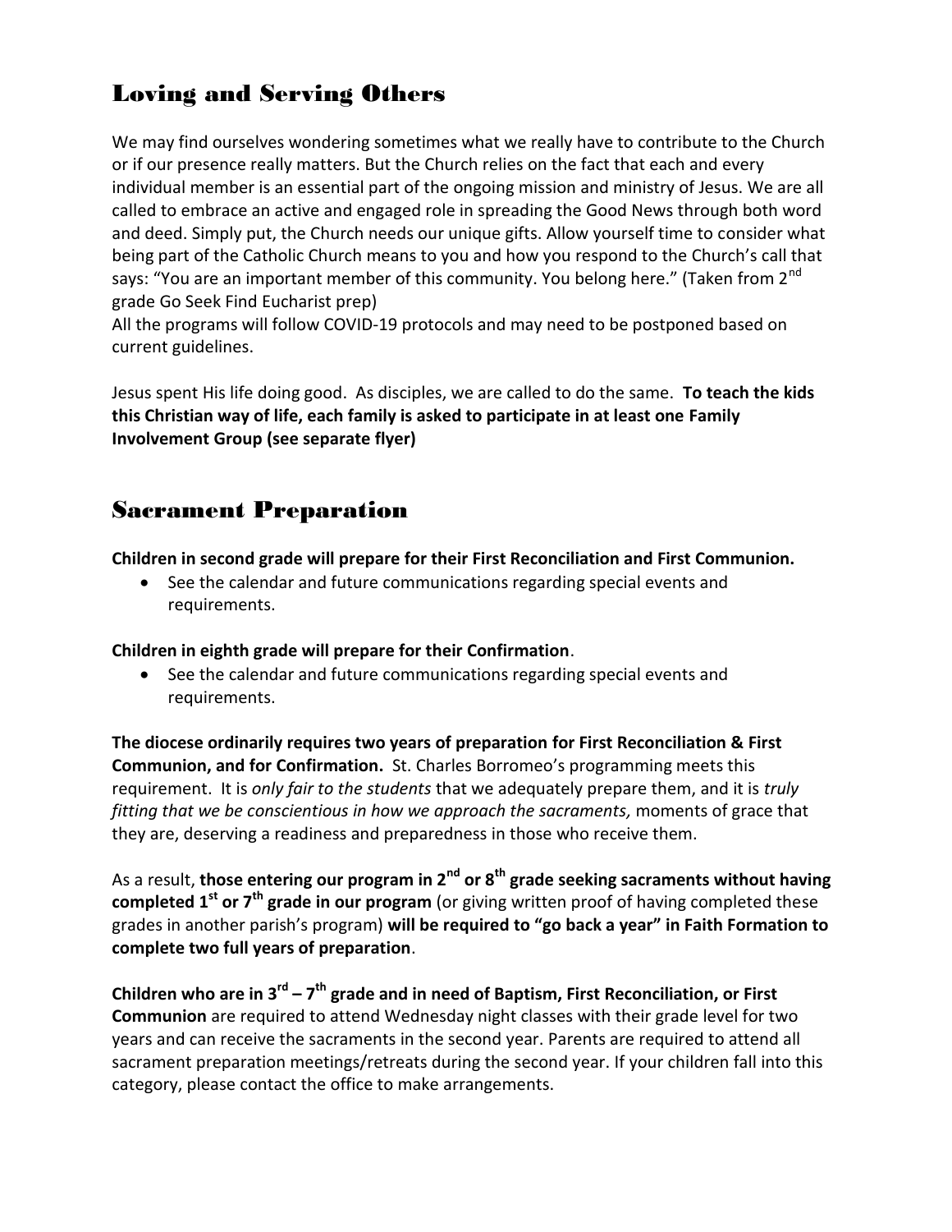## Loving and Serving Others

We may find ourselves wondering sometimes what we really have to contribute to the Church or if our presence really matters. But the Church relies on the fact that each and every individual member is an essential part of the ongoing mission and ministry of Jesus. We are all called to embrace an active and engaged role in spreading the Good News through both word and deed. Simply put, the Church needs our unique gifts. Allow yourself time to consider what being part of the Catholic Church means to you and how you respond to the Church's call that says: "You are an important member of this community. You belong here." (Taken from 2nd grade Go Seek Find Eucharist prep)

All the programs will follow COVID-19 protocols and may need to be postponed based on current guidelines.

Jesus spent His life doing good. As disciples, we are called to do the same. **To teach the kids this Christian way of life, each family is asked to participate in at least one Family Involvement Group (see separate flyer)**

## Sacrament Preparation

**Children in second grade will prepare for their First Reconciliation and First Communion.**

- See the calendar and future communications regarding special events and requirements.

**Children in eighth grade will prepare for their Confirmation**.

- See the calendar and future communications regarding special events and requirements.

**The diocese ordinarily requires two years of preparation for First Reconciliation & First Communion, and for Confirmation.** St. Charles Borromeo's programming meets this requirement. It is *only fair to the students* that we adequately prepare them, and it is *truly fitting that we be conscientious in how we approach the sacraments,* moments of grace that they are, deserving a readiness and preparedness in those who receive them.

As a result, **those entering our program in 2nd or 8th grade seeking sacraments without having completed 1st or 7th grade in our program** (or giving written proof of having completed these grades in another parish's program) **will be required to "go back a year" in Faith Formation to complete two full years of preparation**.

**Children who are in 3rd – 7th grade and in need of Baptism, First Reconciliation, or First Communion** are required to attend Wednesday night classes with their grade level for two years and can receive the sacraments in the second year. Parents are required to attend all sacrament preparation meetings/retreats during the second year. If your children fall into this category, please contact the office to make arrangements.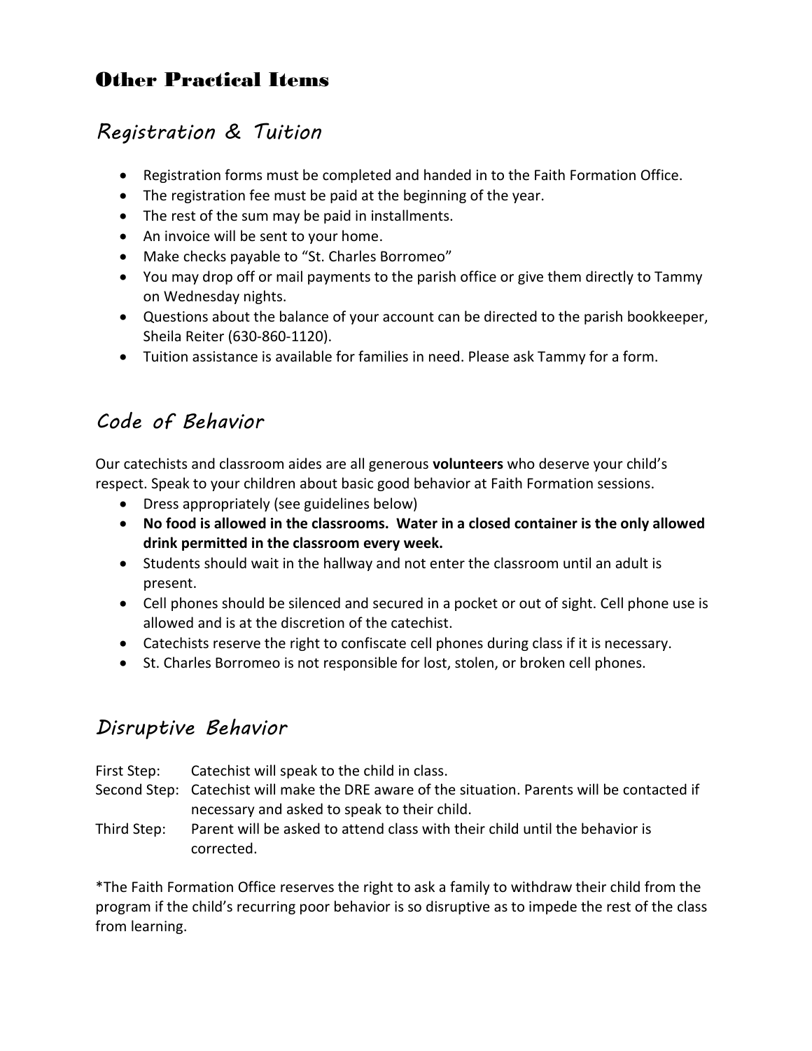# Other Practical Items

## Registration & Tuition

- Registration forms must be completed and handed in to the Faith Formation Office.
- The registration fee must be paid at the beginning of the year.
- The rest of the sum may be paid in installments.
- An invoice will be sent to your home.
- Make checks payable to "St. Charles Borromeo"
- You may drop off or mail payments to the parish office or give them directly to Tammy on Wednesday nights.
- Questions about the balance of your account can be directed to the parish bookkeeper, Sheila Reiter (630-860-1120).
- Tuition assistance is available for families in need. Please ask Tammy for a form.

## Code of Behavior

Our catechists and classroom aides are all generous **volunteers** who deserve your child's respect. Speak to your children about basic good behavior at Faith Formation sessions.

- Dress appropriately (see guidelines below)
- **No food is allowed in the classrooms. Water in a closed container is the only allowed drink permitted in the classroom every week.**
- Students should wait in the hallway and not enter the classroom until an adult is present.
- Cell phones should be silenced and secured in a pocket or out of sight. Cell phone use is allowed and is at the discretion of the catechist.
- Catechists reserve the right to confiscate cell phones during class if it is necessary.
- St. Charles Borromeo is not responsible for lost, stolen, or broken cell phones.

## Disruptive Behavior

First Step: Catechist will speak to the child in class.

Second Step: Catechist will make the DRE aware of the situation. Parents will be contacted if necessary and asked to speak to their child.

Third Step: Parent will be asked to attend class with their child until the behavior is corrected.

*The Faith Formation Office reserves the right to ask a family to withdraw their child from the program if the child's recurring poor behavior is so disruptive as to impede the rest of the class from learning.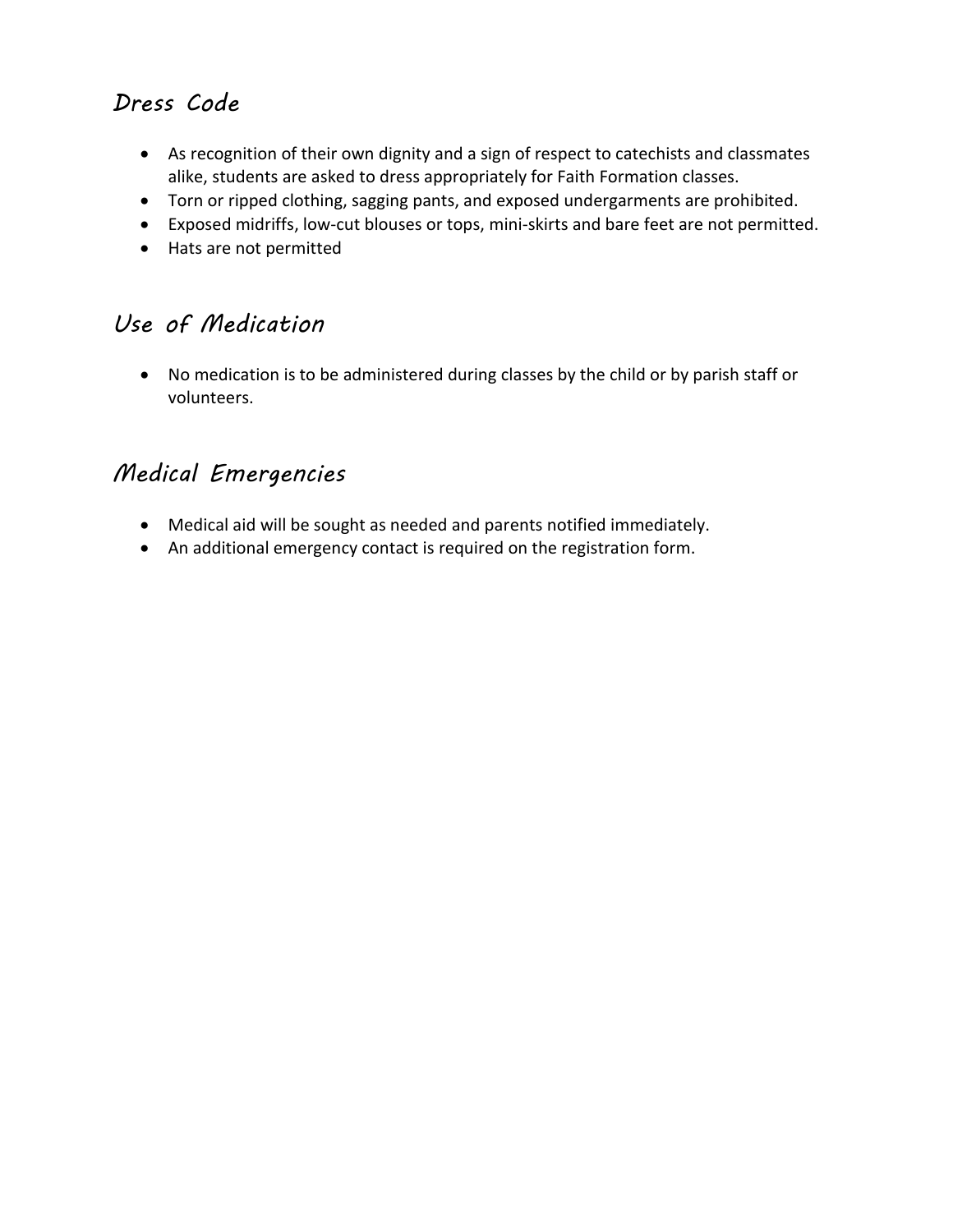## Dress Code

- As recognition of their own dignity and a sign of respect to catechists and classmates alike, students are asked to dress appropriately for Faith Formation classes.
- Torn or ripped clothing, sagging pants, and exposed undergarments are prohibited.
- Exposed midriffs, low-cut blouses or tops, mini-skirts and bare feet are not permitted.
- Hats are not permitted

## Use of Medication

- No medication is to be administered during classes by the child or by parish staff or volunteers.

## Medical Emergencies

- Medical aid will be sought as needed and parents notified immediately.
- An additional emergency contact is required on the registration form.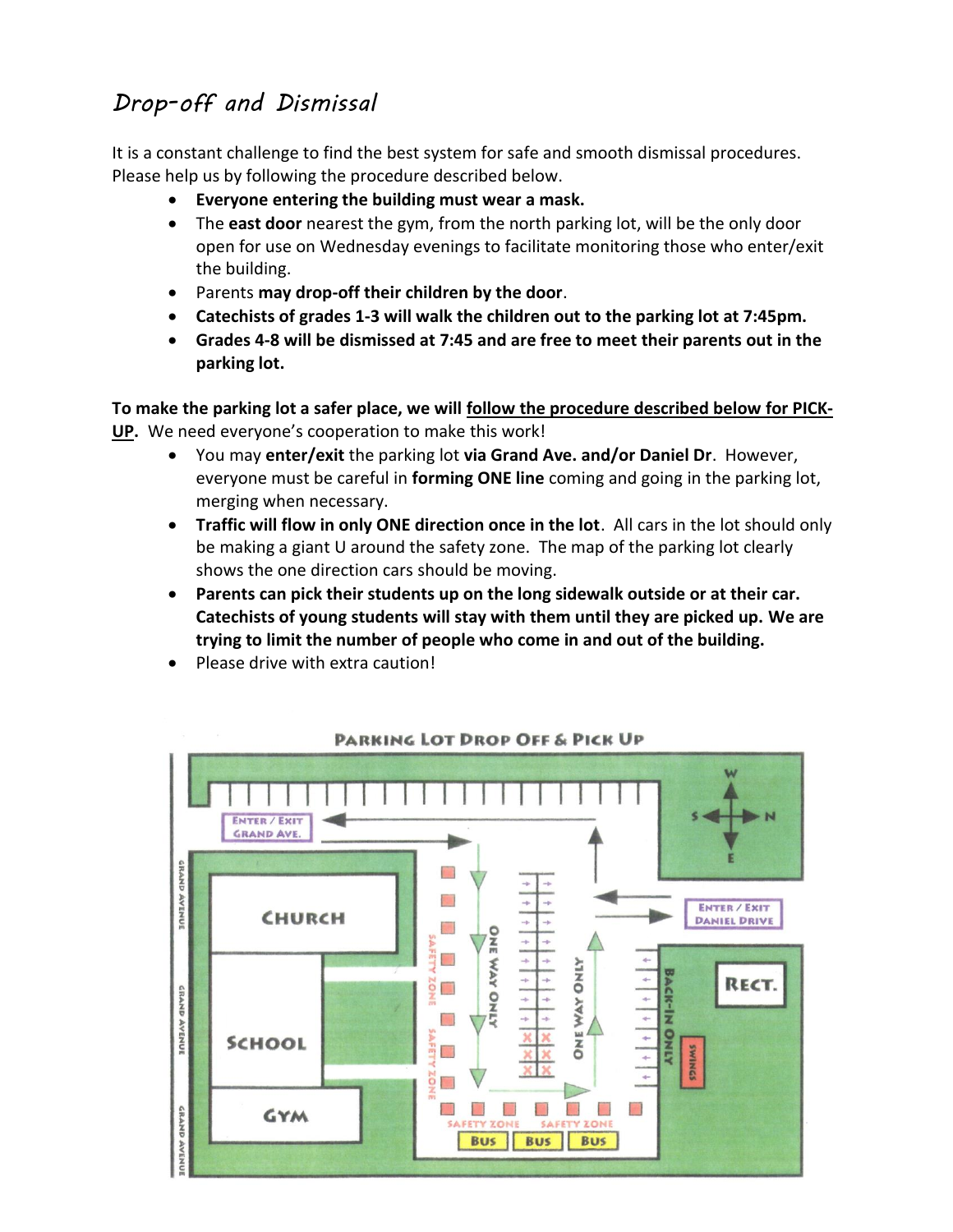## *Drop-off and Dismissal*

It is a constant challenge to find the best system for safe and smooth dismissal procedures. Please help us by following the procedure described below.

- **Everyone entering the building must wear a mask.**
- The **east door** nearest the gym, from the north parking lot, will be the only door open for use on Wednesday evenings to facilitate monitoring those who enter/exit the building.
- Parents **may drop-off their children by the door**.
- **Catechists of grades 1-3 will walk the children out to the parking lot at 7:45pm.**
- **Grades 4-8 will be dismissed at 7:45 and are free to meet their parents out in the parking lot.**

**To make the parking lot a safer place, we will <u>follow the procedure described below for PICK-UP</u>.** We need everyone's cooperation to make this work!

- You may **enter/exit** the parking lot **via Grand Ave. and/or Daniel Dr**. However, everyone must be careful in **forming ONE line** coming and going in the parking lot, merging when necessary.
- **Traffic will flow in only ONE direction once in the lot**. All cars in the lot should only be making a giant U around the safety zone. The map of the parking lot clearly shows the one direction cars should be moving.
- **Parents can pick their students up on the long sidewalk outside or at their car. Catechists of young students will stay with them until they are picked up. We are trying to limit the number of people who come in and out of the building.**
- Please drive with extra caution!

**Parking Lot Drop Off & Pick Up**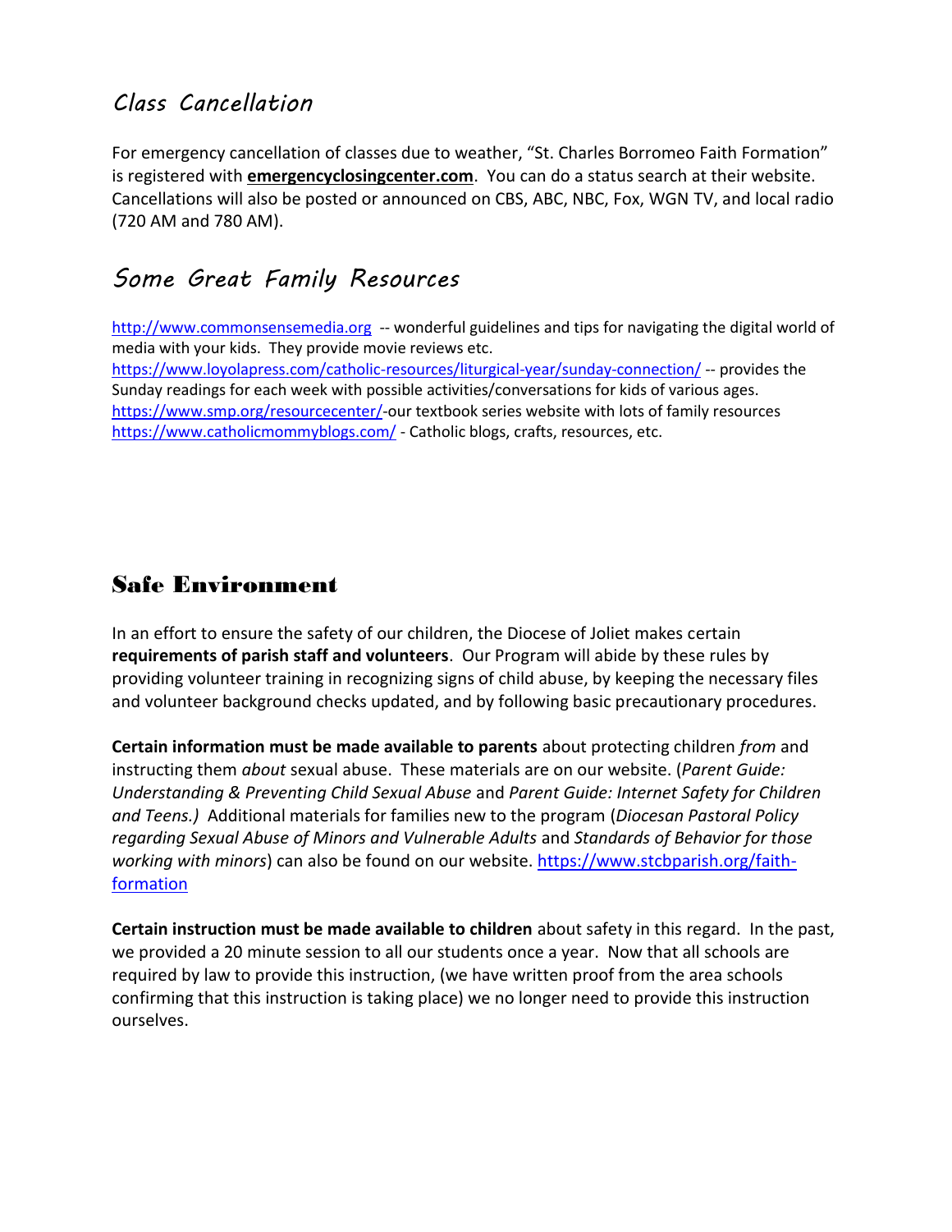## *Class Cancellation*

For emergency cancellation of classes due to weather, “St. Charles Borromeo Faith Formation” is registered with **emergencyclosingcenter.com**. You can do a status search at their website. Cancellations will also be posted or announced on CBS, ABC, NBC, Fox, WGN TV, and local radio (720 AM and 780 AM).

## *Some Great Family Resources*

http://www.commonsensemedia.org -- wonderful guidelines and tips for navigating the digital world of media with your kids. They provide movie reviews etc.
https://www.loyolapress.com/catholic-resources/liturgical-year/sunday-connection/ -- provides the Sunday readings for each week with possible activities/conversations for kids of various ages.
https://www.smp.org/resourcecenter/-our textbook series website with lots of family resources
https://www.catholicmommyblogs.com/ - Catholic blogs, crafts, resources, etc.

## Safe Environment

In an effort to ensure the safety of our children, the Diocese of Joliet makes certain **requirements of parish staff and volunteers**. Our Program will abide by these rules by providing volunteer training in recognizing signs of child abuse, by keeping the necessary files and volunteer background checks updated, and by following basic precautionary procedures.

**Certain information must be made available to parents** about protecting children *from* and instructing them *about* sexual abuse. These materials are on our website. (*Parent Guide: Understanding & Preventing Child Sexual Abuse* and *Parent Guide: Internet Safety for Children and Teens.)* Additional materials for families new to the program (*Diocesan Pastoral Policy regarding Sexual Abuse of Minors and Vulnerable Adults* and *Standards of Behavior for those working with minors*) can also be found on our website. https://www.stcbparish.org/faith-formation

**Certain instruction must be made available to children** about safety in this regard. In the past, we provided a 20 minute session to all our students once a year. Now that all schools are required by law to provide this instruction, (we have written proof from the area schools confirming that this instruction is taking place) we no longer need to provide this instruction ourselves.